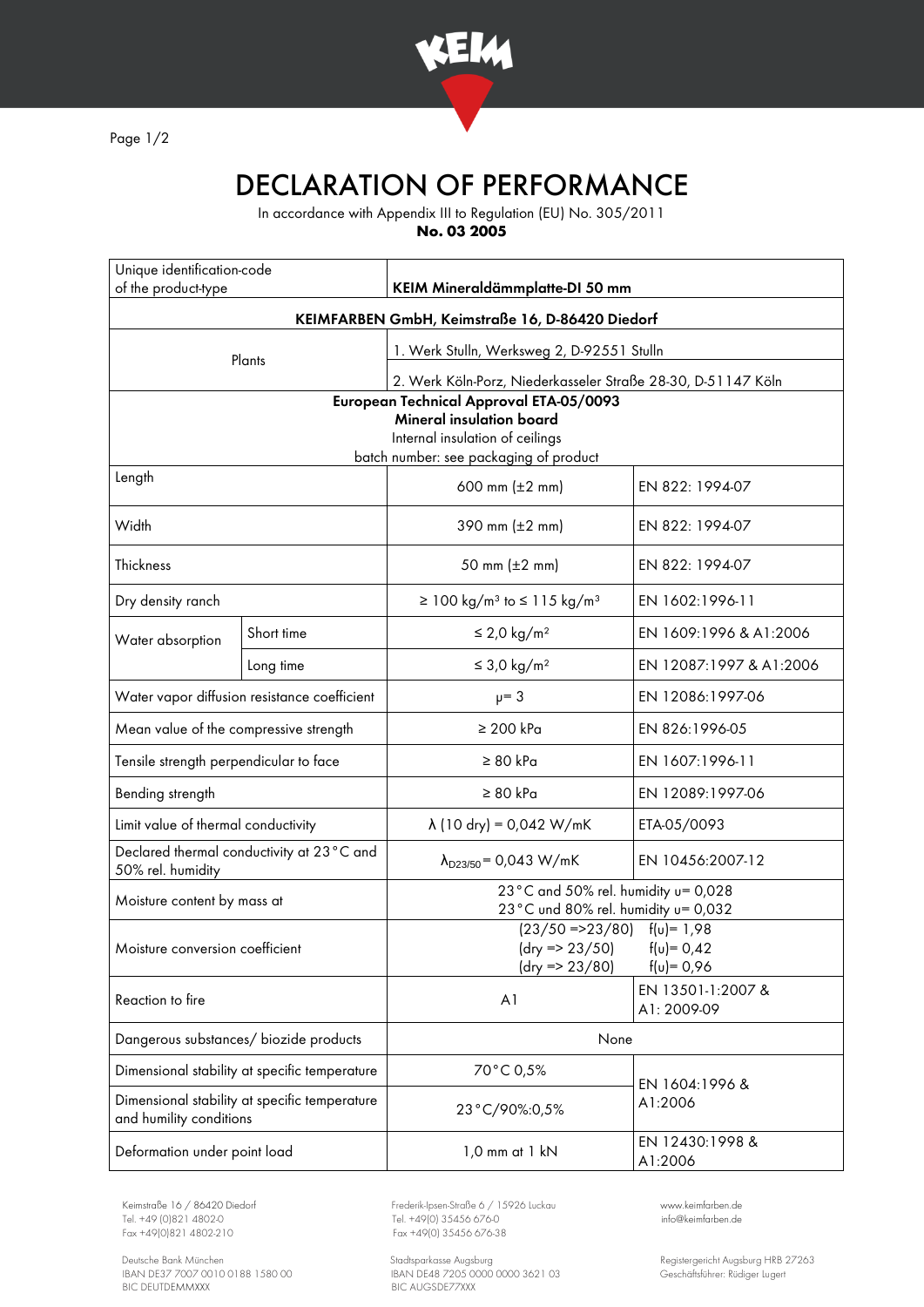# DECLARATION OF PERFORMANCE

In accordance with Appendix III to Regulation (EU) No. 305/2011

**No. 03 2005**

| Unique identification-code of the product-type | | **KEIM Mineraldämmplatte-DI 50 mm** | |
|---|---|---|---|
| **KEIMFARBEN GmbH, Keimstraße 16, D-86420 Diedorf** | | | |
| Plants | | 1. Werk Stulln, Werksweg 2, D-92551 Stulln | |
| | | 2. Werk Köln-Porz, Niederkasseler Straße 28-30, D-51147 Köln | |
| **European Technical Approval ETA-05/0093** **Mineral insulation board** Internal insulation of ceilings batch number: see packaging of product | | | |
| Length | | 600 mm (±2 mm) | EN 822: 1994-07 |
| Width | | 390 mm (±2 mm) | EN 822: 1994-07 |
| Thickness | | 50 mm (±2 mm) | EN 822: 1994-07 |
| Dry density ranch | | ≥ 100 kg/m³ to ≤ 115 kg/m³ | EN 1602:1996-11 |
| Water absorption | Short time | ≤ 2,0 kg/m² | EN 1609:1996 & A1:2006 |
| | Long time | ≤ 3,0 kg/m² | EN 12087:1997 & A1:2006 |
| Water vapor diffusion resistance coefficient | | $\mu$= 3 | EN 12086:1997-06 |
| Mean value of the compressive strength | | ≥ 200 kPa | EN 826:1996-05 |
| Tensile strength perpendicular to face | | ≥ 80 kPa | EN 1607:1996-11 |
| Bending strength | | ≥ 80 kPa | EN 12089:1997-06 |
| Limit value of thermal conductivity | | $\lambda$ (10 dry) = 0,042 W/mK | ETA-05/0093 |
| Declared thermal conductivity at 23 °C and 50% rel. humidity | | $\lambda_{D23/50}$ = 0,043 W/mK | EN 10456:2007-12 |
| Moisture content by mass at | | 23 °C and 50% rel. humidity u= 0,028<br>23 °C und 80% rel. humidity u= 0,032 | |
| Moisture conversion coefficient | | (23/50 =>23/80) f(u)= 1,98<br>(dry => 23/50) f(u)= 0,42<br>(dry => 23/80) f(u)= 0,96 | |
| Reaction to fire | | A1 | EN 13501-1:2007 & A1: 2009-09 |
| Dangerous substances/ biozide products | | None | |
| Dimensional stability at specific temperature | | 70 °C 0,5% | EN 1604:1996 & A1:2006 |
| Dimensional stability at specific temperature and humility conditions | | 23 °C/90%:0,5% | |
| Deformation under point load | | 1,0 mm at 1 kN | EN 12430:1998 & A1:2006 |

Keimstraße 16 / 86420 Diedorf
Tel. +49 (0)821 4802-0
Fax +49(0)821 4802-210

Frederik-Ipsen-Straße 6 / 15926 Luckau
Tel. +49(0) 35456 676-0
Fax +49(0) 35456 676-38

www.keimfarben.de
info@keimfarben.de

Deutsche Bank München
IBAN DE37 7007 0010 0188 1580 00
BIC DEUTDEMMXXX

Stadtsparkasse Augsburg
IBAN DE48 7205 0000 0000 3621 03
BIC AUGSDE77XXX

Registergericht Augsburg HRB 27263
Geschäftsführer: Rüdiger Lugert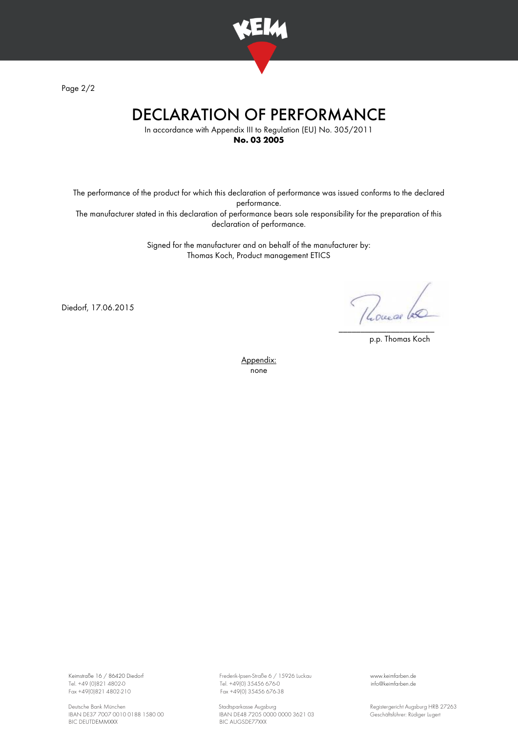# DECLARATION OF PERFORMANCE

In accordance with Appendix III to Regulation (EU) No. 305/2011

**No. 03 2005**

The performance of the product for which this declaration of performance was issued conforms to the declared performance.

The manufacturer stated in this declaration of performance bears sole responsibility for the preparation of this declaration of performance.

Signed for the manufacturer and on behalf of the manufacturer by:
Thomas Koch, Product management ETICS

Diedorf, 17.06.2015

p.p. Thomas Koch

Appendix:
none

Keimstraße 16 / 86420 Diedorf
Tel. +49 (0)821 4802-0
Fax +49(0)821 4802-210

Frederik-Ipsen-Straße 6 / 15926 Luckau
Tel. +49(0) 35456 676-0
Fax +49(0) 35456 676-38

www.keimfarben.de
info@keimfarben.de

Deutsche Bank München
IBAN DE37 7007 0010 0188 1580 00
BIC DEUTDEMMXXX

Stadtsparkasse Augsburg
IBAN DE48 7205 0000 0000 3621 03
BIC AUGSDE77XXX

Registergericht Augsburg HRB 27263
Geschäftsführer: Rüdiger Lugert